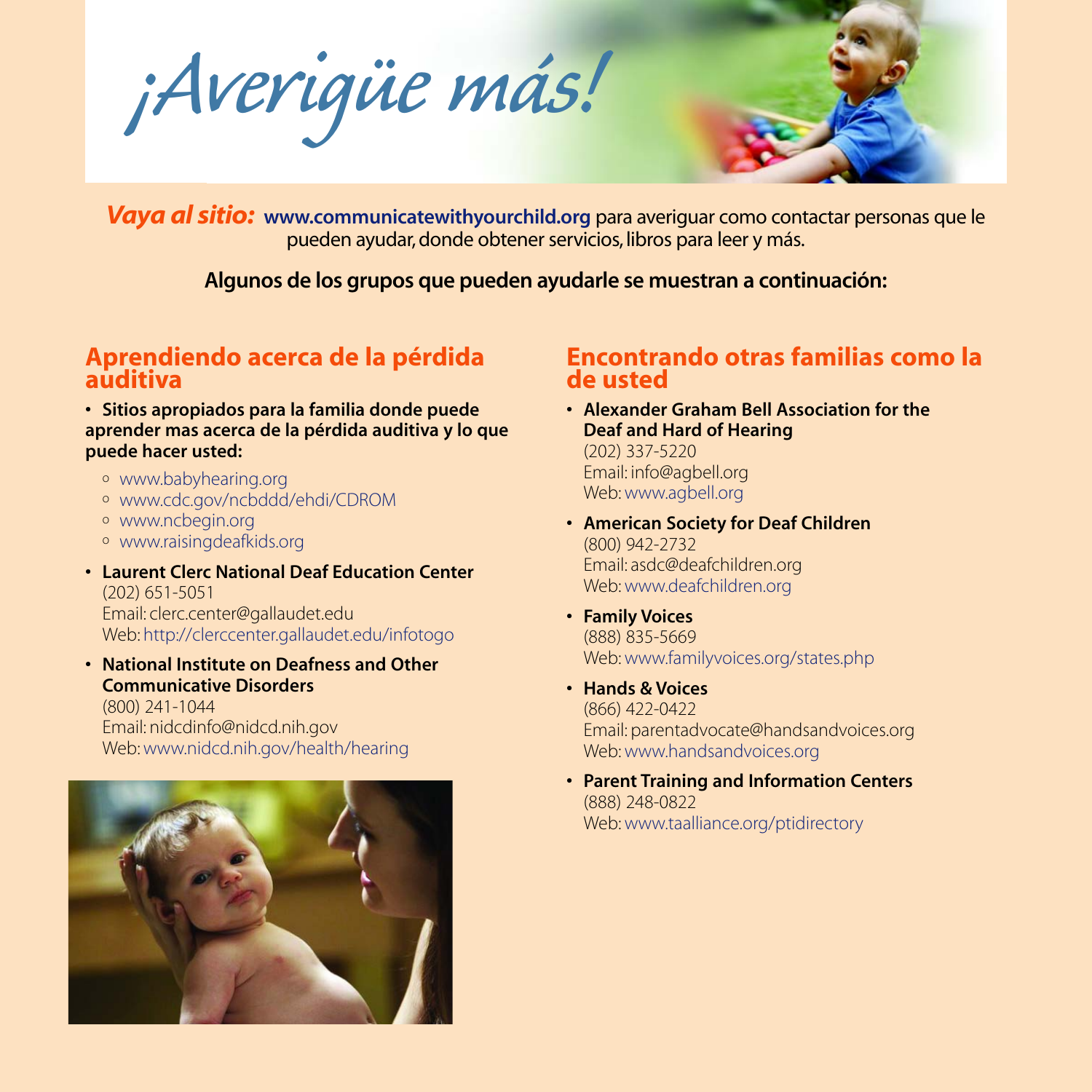# ¡Averigüe más!

***Vaya al sitio:*** **www.communicatewithyourchild.org** para averiguar como contactar personas que le pueden ayudar, donde obtener servicios, libros para leer y más.

**Algunos de los grupos que pueden ayudarle se muestran a continuación:**

## Aprendiendo acerca de la pérdida auditiva

- **Sitios apropiados para la familia donde puede aprender mas acerca de la pérdida auditiva y lo que puede hacer usted:**
  - www.babyhearing.org
  - www.cdc.gov/ncbddd/ehdi/CDROM
  - www.ncbegin.org
  - www.raisingdeafkids.org
- **Laurent Clerc National Deaf Education Center**
  (202) 651-5051
  Email: clerc.center@gallaudet.edu
  Web: http://clerccenter.gallaudet.edu/infotogo
- **National Institute on Deafness and Other Communicative Disorders**
  (800) 241-1044
  Email: nidcdinfo@nidcd.nih.gov
  Web: www.nidcd.nih.gov/health/hearing

## Encontrando otras familias como la de usted

- **Alexander Graham Bell Association for the Deaf and Hard of Hearing**
  (202) 337-5220
  Email: info@agbell.org
  Web: www.agbell.org
- **American Society for Deaf Children**
  (800) 942-2732
  Email: asdc@deafchildren.org
  Web: www.deafchildren.org
- **Family Voices**
  (888) 835-5669
  Web: www.familyvoices.org/states.php
- **Hands & Voices**
  (866) 422-0422
  Email: parentadvocate@handsandvoices.org
  Web: www.handsandvoices.org
- **Parent Training and Information Centers**
  (888) 248-0822
  Web: www.taalliance.org/ptidirectory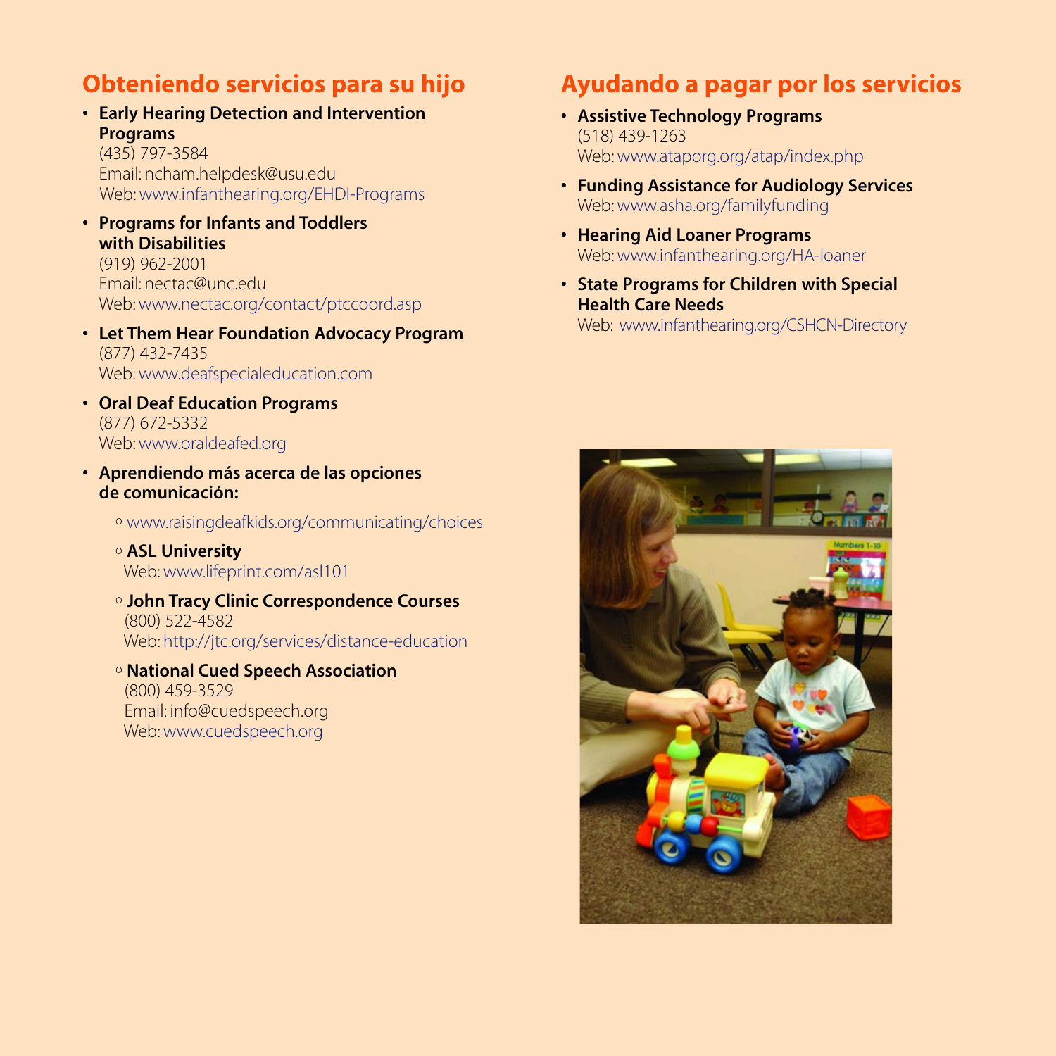## Obteniendo servicios para su hijo

- **Early Hearing Detection and Intervention Programs**
  (435) 797-3584
  Email: ncham.helpdesk@usu.edu
  Web: www.infanthearing.org/EHDI-Programs

- **Programs for Infants and Toddlers with Disabilities**
  (919) 962-2001
  Email: nectac@unc.edu
  Web: www.nectac.org/contact/ptccoord.asp

- **Let Them Hear Foundation Advocacy Program**
  (877) 432-7435
  Web: www.deafspecialeducation.com

- **Oral Deaf Education Programs**
  (877) 672-5332
  Web: www.oraldeafed.org

- **Aprendiendo más acerca de las opciones de comunicación:**
  - www.raisingdeafkids.org/communicating/choices
  - **ASL University**
    Web: www.lifeprint.com/asl101
  - **John Tracy Clinic Correspondence Courses**
    (800) 522-4582
    Web: http://jtc.org/services/distance-education
  - **National Cued Speech Association**
    (800) 459-3529
    Email: info@cuedspeech.org
    Web: www.cuedspeech.org

## Ayudando a pagar por los servicios

- **Assistive Technology Programs**
  (518) 439-1263
  Web: www.ataporg.org/atap/index.php

- **Funding Assistance for Audiology Services**
  Web: www.asha.org/familyfunding

- **Hearing Aid Loaner Programs**
  Web: www.infanthearing.org/HA-loaner

- **State Programs for Children with Special Health Care Needs**
  Web: www.infanthearing.org/CSHCN-Directory